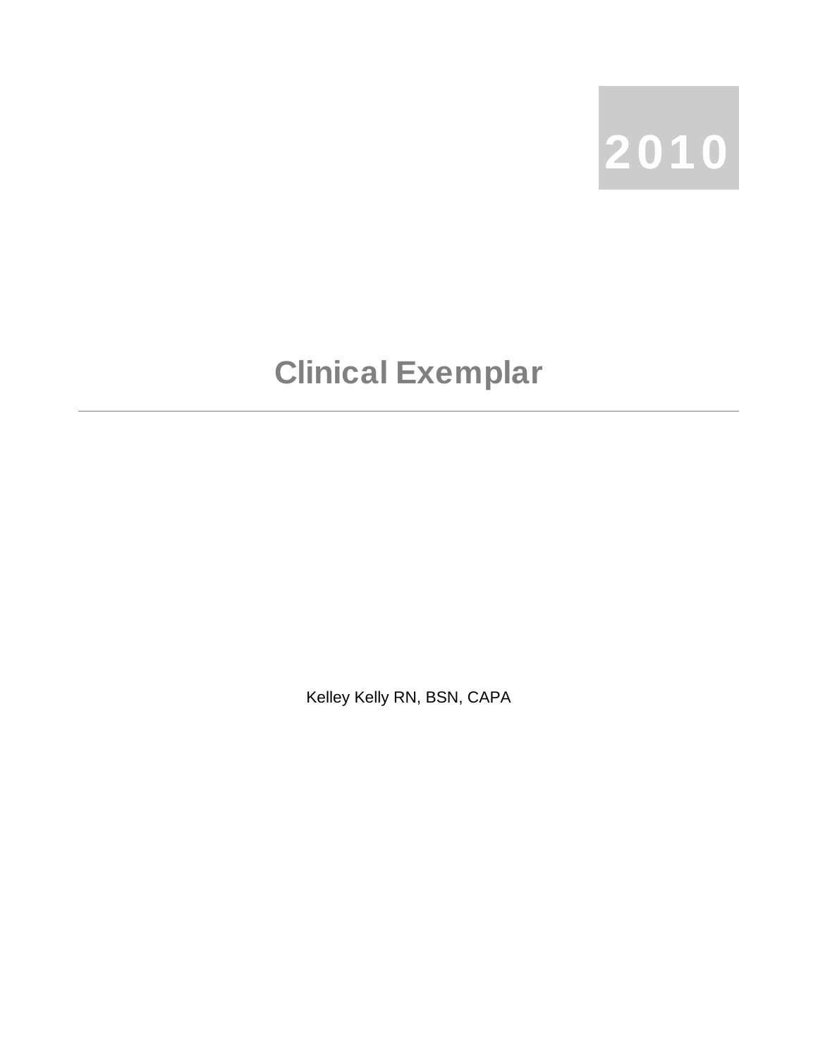2010

# Clinical Exemplar

---

Kelley Kelly RN, BSN, CAPA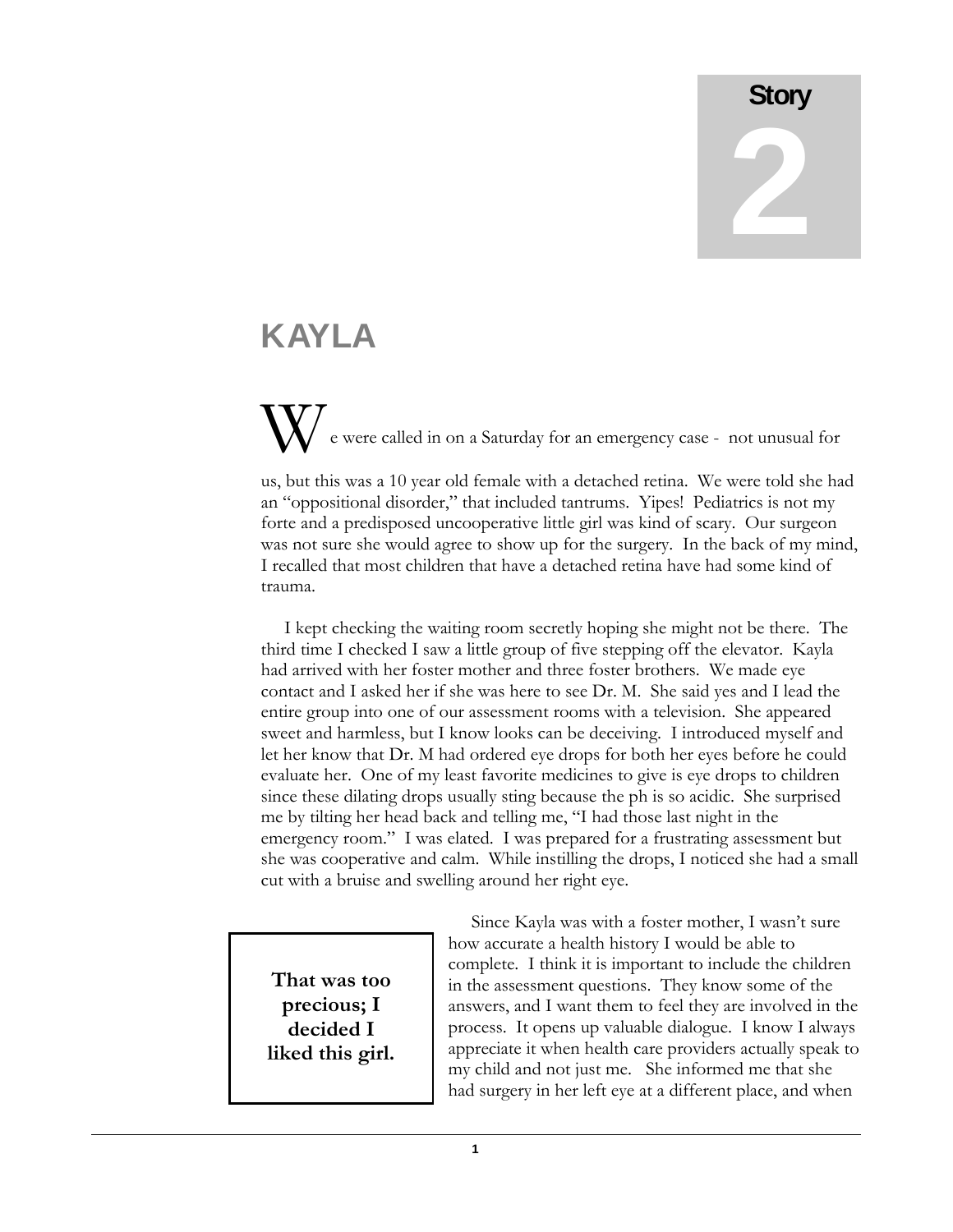Story

2

# KAYLA

We were called in on a Saturday for an emergency case - not unusual for us, but this was a 10 year old female with a detached retina. We were told she had an "oppositional disorder," that included tantrums. Yipes! Pediatrics is not my forte and a predisposed uncooperative little girl was kind of scary. Our surgeon was not sure she would agree to show up for the surgery. In the back of my mind, I recalled that most children that have a detached retina have had some kind of trauma.

I kept checking the waiting room secretly hoping she might not be there. The third time I checked I saw a little group of five stepping off the elevator. Kayla had arrived with her foster mother and three foster brothers. We made eye contact and I asked her if she was here to see Dr. M. She said yes and I lead the entire group into one of our assessment rooms with a television. She appeared sweet and harmless, but I know looks can be deceiving. I introduced myself and let her know that Dr. M had ordered eye drops for both her eyes before he could evaluate her. One of my least favorite medicines to give is eye drops to children since these dilating drops usually sting because the ph is so acidic. She surprised me by tilting her head back and telling me, "I had those last night in the emergency room." I was elated. I was prepared for a frustrating assessment but she was cooperative and calm. While instilling the drops, I noticed she had a small cut with a bruise and swelling around her right eye.

**That was too precious; I decided I liked this girl.**

Since Kayla was with a foster mother, I wasn't sure how accurate a health history I would be able to complete. I think it is important to include the children in the assessment questions. They know some of the answers, and I want them to feel they are involved in the process. It opens up valuable dialogue. I know I always appreciate it when health care providers actually speak to my child and not just me. She informed me that she had surgery in her left eye at a different place, and when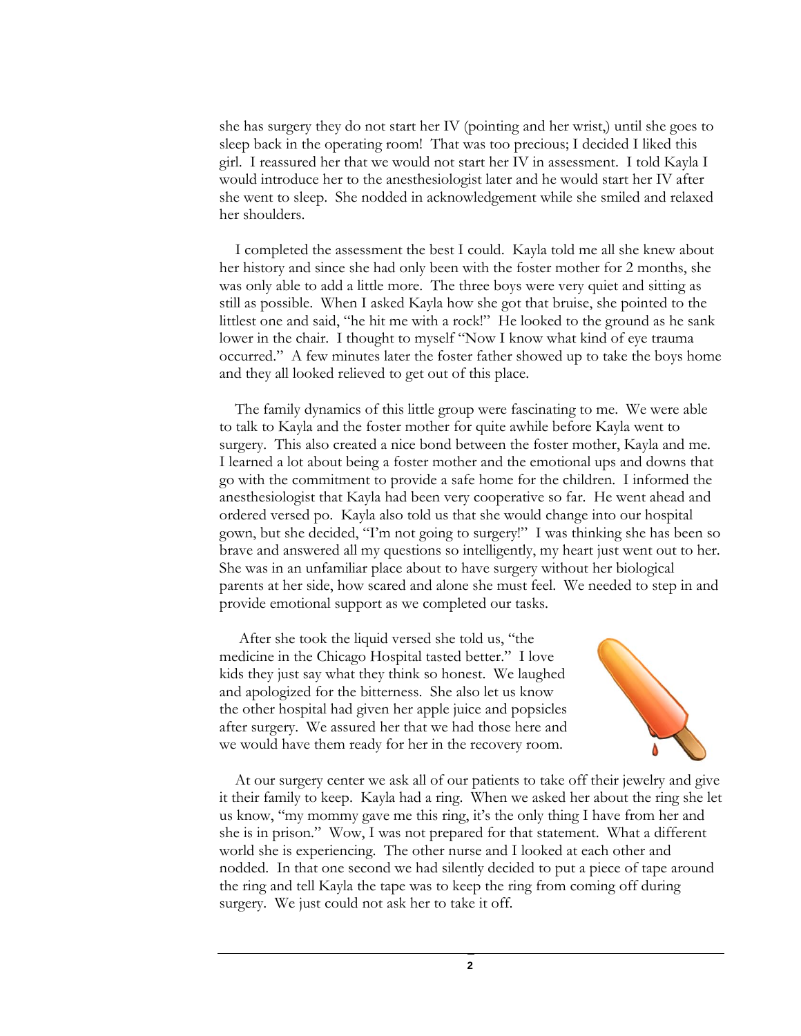she has surgery they do not start her IV (pointing and her wrist,) until she goes to sleep back in the operating room! That was too precious; I decided I liked this girl. I reassured her that we would not start her IV in assessment. I told Kayla I would introduce her to the anesthesiologist later and he would start her IV after she went to sleep. She nodded in acknowledgement while she smiled and relaxed her shoulders.

I completed the assessment the best I could. Kayla told me all she knew about her history and since she had only been with the foster mother for 2 months, she was only able to add a little more. The three boys were very quiet and sitting as still as possible. When I asked Kayla how she got that bruise, she pointed to the littlest one and said, "he hit me with a rock!" He looked to the ground as he sank lower in the chair. I thought to myself "Now I know what kind of eye trauma occurred." A few minutes later the foster father showed up to take the boys home and they all looked relieved to get out of this place.

The family dynamics of this little group were fascinating to me. We were able to talk to Kayla and the foster mother for quite awhile before Kayla went to surgery. This also created a nice bond between the foster mother, Kayla and me. I learned a lot about being a foster mother and the emotional ups and downs that go with the commitment to provide a safe home for the children. I informed the anesthesiologist that Kayla had been very cooperative so far. He went ahead and ordered versed po. Kayla also told us that she would change into our hospital gown, but she decided, "I'm not going to surgery!" I was thinking she has been so brave and answered all my questions so intelligently, my heart just went out to her. She was in an unfamiliar place about to have surgery without her biological parents at her side, how scared and alone she must feel. We needed to step in and provide emotional support as we completed our tasks.

After she took the liquid versed she told us, "the medicine in the Chicago Hospital tasted better." I love kids they just say what they think so honest. We laughed and apologized for the bitterness. She also let us know the other hospital had given her apple juice and popsicles after surgery. We assured her that we had those here and we would have them ready for her in the recovery room.

At our surgery center we ask all of our patients to take off their jewelry and give it their family to keep. Kayla had a ring. When we asked her about the ring she let us know, "my mommy gave me this ring, it's the only thing I have from her and she is in prison." Wow, I was not prepared for that statement. What a different world she is experiencing. The other nurse and I looked at each other and nodded. In that one second we had silently decided to put a piece of tape around the ring and tell Kayla the tape was to keep the ring from coming off during surgery. We just could not ask her to take it off.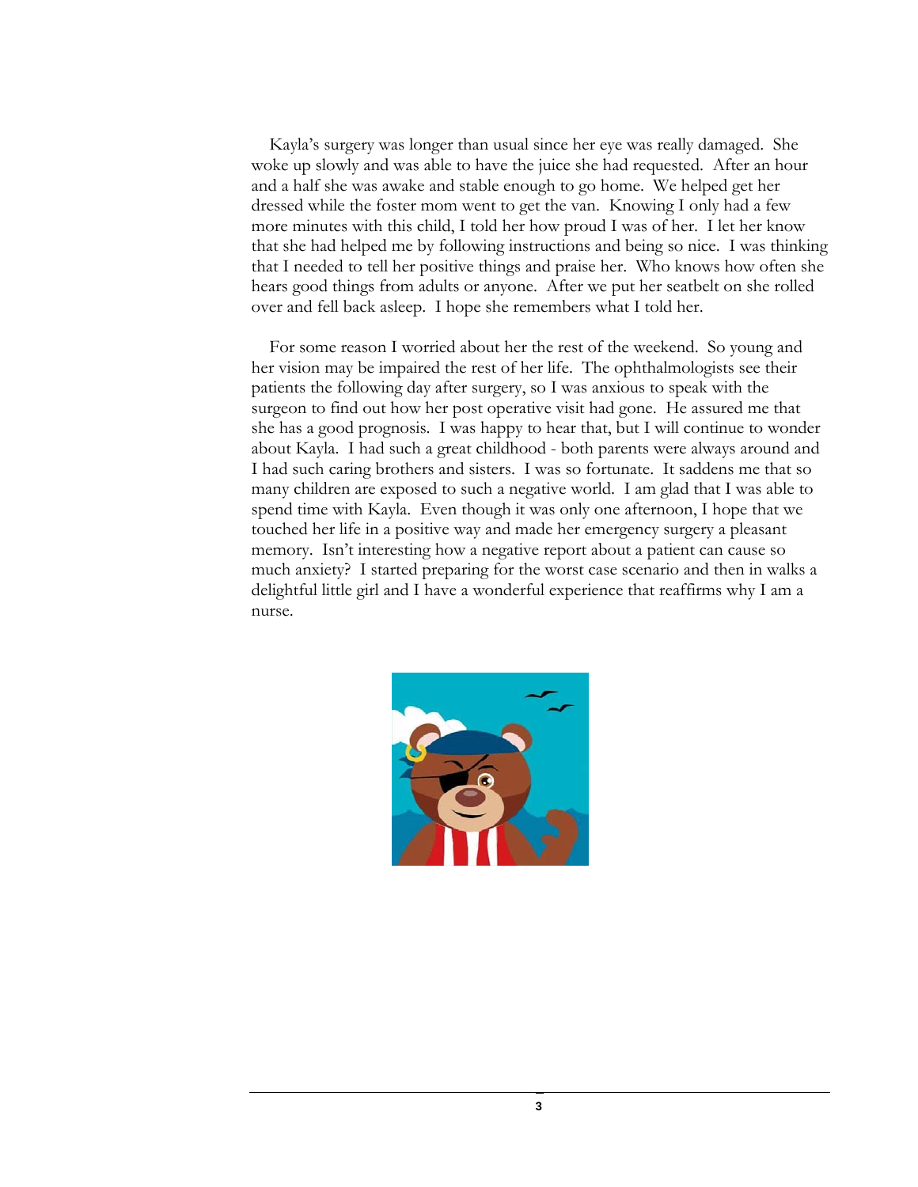Kayla's surgery was longer than usual since her eye was really damaged. She woke up slowly and was able to have the juice she had requested. After an hour and a half she was awake and stable enough to go home. We helped get her dressed while the foster mom went to get the van. Knowing I only had a few more minutes with this child, I told her how proud I was of her. I let her know that she had helped me by following instructions and being so nice. I was thinking that I needed to tell her positive things and praise her. Who knows how often she hears good things from adults or anyone. After we put her seatbelt on she rolled over and fell back asleep. I hope she remembers what I told her.

For some reason I worried about her the rest of the weekend. So young and her vision may be impaired the rest of her life. The ophthalmologists see their patients the following day after surgery, so I was anxious to speak with the surgeon to find out how her post operative visit had gone. He assured me that she has a good prognosis. I was happy to hear that, but I will continue to wonder about Kayla. I had such a great childhood - both parents were always around and I had such caring brothers and sisters. I was so fortunate. It saddens me that so many children are exposed to such a negative world. I am glad that I was able to spend time with Kayla. Even though it was only one afternoon, I hope that we touched her life in a positive way and made her emergency surgery a pleasant memory. Isn't interesting how a negative report about a patient can cause so much anxiety? I started preparing for the worst case scenario and then in walks a delightful little girl and I have a wonderful experience that reaffirms why I am a nurse.